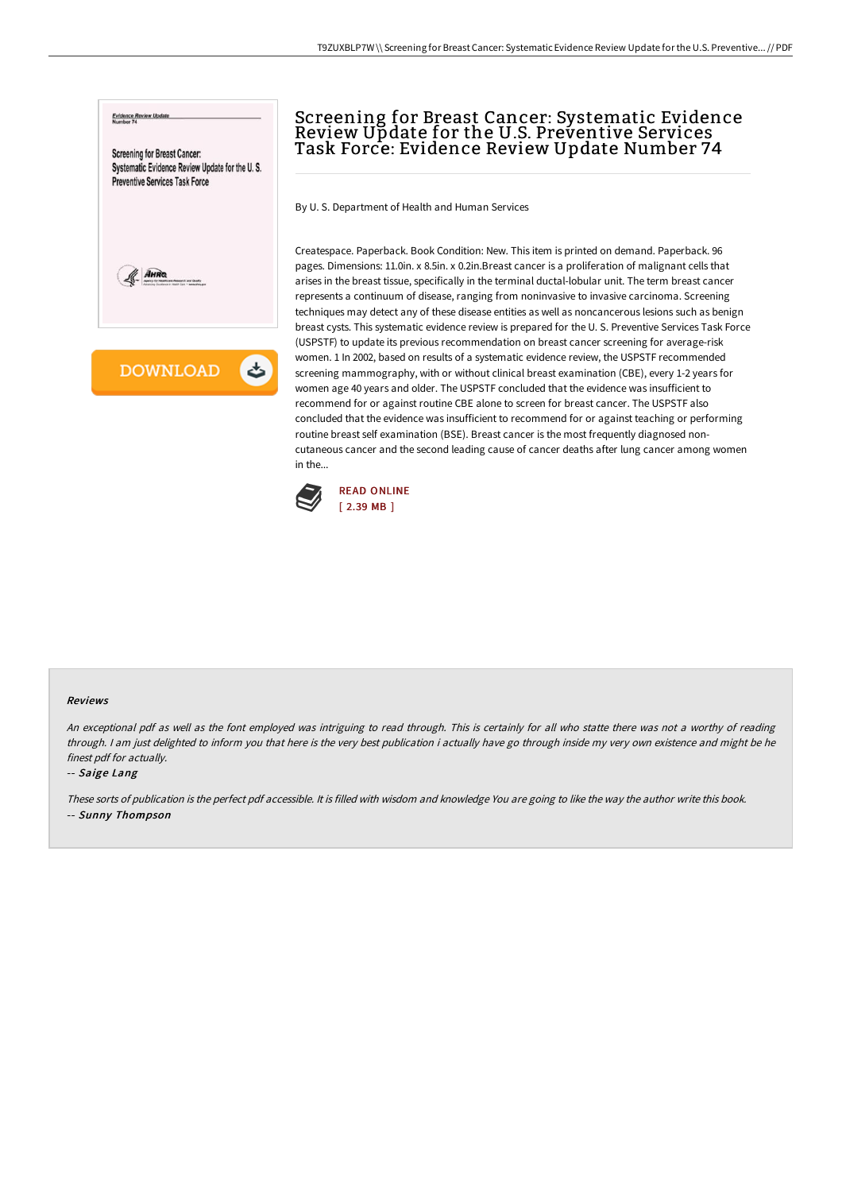# Screening for Breast Cancer: Systematic Evidence Review Update for the U.S. Preventive Services Task Force: Evidence Review Update Number 74

By U. S. Department of Health and Human Services

Createspace. Paperback. Book Condition: New. This item is printed on demand. Paperback. 96 pages. Dimensions: 11.0in. x 8.5in. x 0.2in.Breast cancer is a proliferation of malignant cells that arises in the breast tissue, specifically in the terminal ductal-lobular unit. The term breast cancer represents a continuum of disease, ranging from noninvasive to invasive carcinoma. Screening techniques may detect any of these disease entities as well as noncancerous lesions such as benign breast cysts. This systematic evidence review is prepared for the U. S. Preventive Services Task Force (USPSTF) to update its previous recommendation on breast cancer screening for average-risk women. 1 In 2002, based on results of a systematic evidence review, the USPSTF recommended screening mammography, with or without clinical breast examination (CBE), every 1-2 years for women age 40 years and older. The USPSTF concluded that the evidence was insufficient to recommend for or against routine CBE alone to screen for breast cancer. The USPSTF also concluded that the evidence was insufficient to recommend for or against teaching or performing routine breast self examination (BSE). Breast cancer is the most frequently diagnosed non-cutaneous cancer and the second leading cause of cancer deaths after lung cancer among women in the...

READ ONLINE
[ 2.39 MB ]

### Reviews

*An exceptional pdf as well as the font employed was intriguing to read through. This is certainly for all who statte there was not a worthy of reading through. I am just delighted to inform you that here is the very best publication i actually have go through inside my very own existence and might be he finest pdf for actually.*

-- *Saige Lang*

*These sorts of publication is the perfect pdf accessible. It is filled with wisdom and knowledge You are going to like the way the author write this book.*

-- *Sunny Thompson*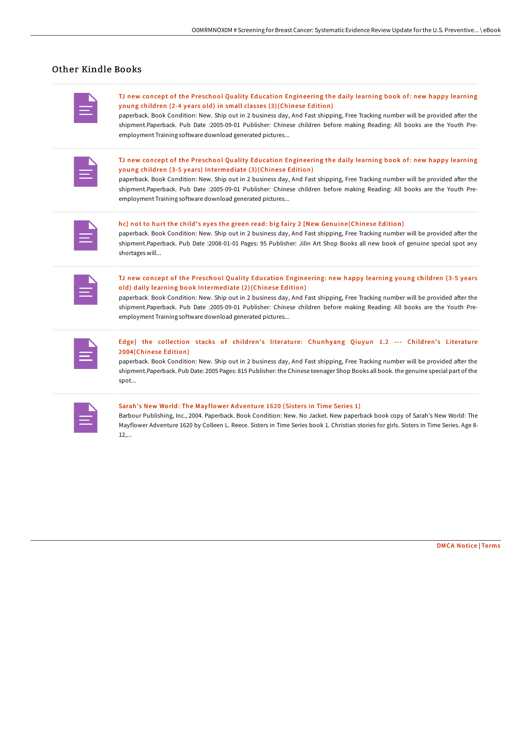## Other Kindle Books

**TJ new concept of the Preschool Quality Education Engineering the daily learning book of: new happy learning young children (2-4 years old) in small classes (3)(Chinese Edition)**

paperback. Book Condition: New. Ship out in 2 business day, And Fast shipping, Free Tracking number will be provided after the shipment.Paperback. Pub Date :2005-09-01 Publisher: Chinese children before making Reading: All books are the Youth Pre-employment Training software download generated pictures...

**TJ new concept of the Preschool Quality Education Engineering the daily learning book of: new happy learning young children (3-5 years) Intermediate (3)(Chinese Edition)**

paperback. Book Condition: New. Ship out in 2 business day, And Fast shipping, Free Tracking number will be provided after the shipment.Paperback. Pub Date :2005-09-01 Publisher: Chinese children before making Reading: All books are the Youth Pre-employment Training software download generated pictures...

**hc] not to hurt the child's eyes the green read: big fairy 2 [New Genuine(Chinese Edition)**

paperback. Book Condition: New. Ship out in 2 business day, And Fast shipping, Free Tracking number will be provided after the shipment.Paperback. Pub Date :2008-01-01 Pages: 95 Publisher: Jilin Art Shop Books all new book of genuine special spot any shortages will...

**TJ new concept of the Preschool Quality Education Engineering: new happy learning young children (3-5 years old) daily learning book Intermediate (2)(Chinese Edition)**

paperback. Book Condition: New. Ship out in 2 business day, And Fast shipping, Free Tracking number will be provided after the shipment.Paperback. Pub Date :2005-09-01 Publisher: Chinese children before making Reading: All books are the Youth Pre-employment Training software download generated pictures...

**Edge] the collection stacks of children's literature: Chunhyang Qiuyun 1.2 --- Children's Literature 2004(Chinese Edition)**

paperback. Book Condition: New. Ship out in 2 business day, And Fast shipping, Free Tracking number will be provided after the shipment.Paperback. Pub Date: 2005 Pages: 815 Publisher: the Chinese teenager Shop Books all book. the genuine special part of the spot...

**Sarah's New World: The Mayflower Adventure 1620 (Sisters in Time Series 1)**

Barbour Publishing, Inc., 2004. Paperback. Book Condition: New. No Jacket. New paperback book copy of Sarah's New World: The Mayflower Adventure 1620 by Colleen L. Reece. Sisters in Time Series book 1. Christian stories for girls. Sisters in Time Series. Age 8-12,...